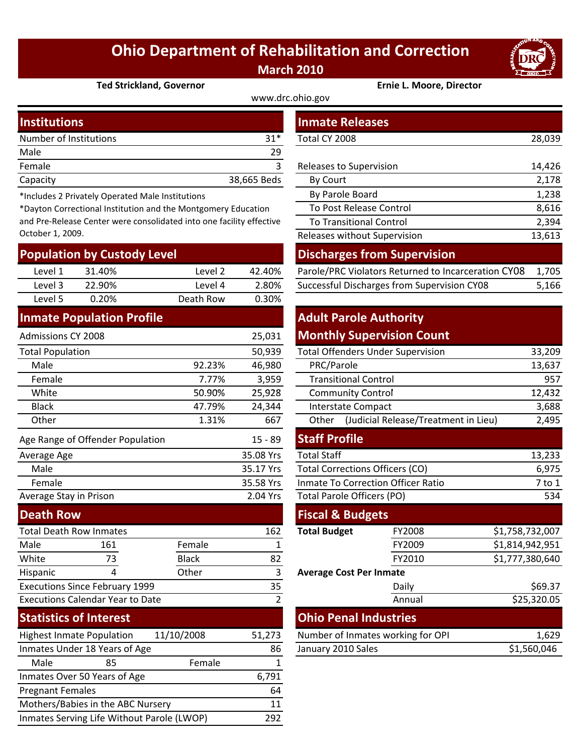# Ohio Department of Rehabilitation and Correction

## March 2010

**Ted Strickland, Governor** **Ernie L. Moore, Director**

www.drc.ohio.gov

## Institutions

| Item | Value |
|---|---|
| Number of Institutions | 31* |
| Male | 29 |
| Female | 3 |
| Capacity | 38,665 Beds |

*Includes 2 Privately Operated Male Institutions

*Dayton Correctional Institution and the Montgomery Education and Pre-Release Center were consolidated into one facility effective October 1, 2009.

## Population by Custody Level

| Level | % | Level | % |
|---|---|---|---|
| Level 1 | 31.40% | Level 2 | 42.40% |
| Level 3 | 22.90% | Level 4 | 2.80% |
| Level 5 | 0.20% | Death Row | 0.30% |

## Inmate Population Profile

| Item | % | Value |
|---|---|---|
| Admissions CY 2008 | | 25,031 |
| Total Population | | 50,939 |
| Male | 92.23% | 46,980 |
| Female | 7.77% | 3,959 |
| White | 50.90% | 25,928 |
| Black | 47.79% | 24,344 |
| Other | 1.31% | 667 |
| Age Range of Offender Population | | 15 - 89 |
| Average Age | | 35.08 Yrs |
| Male | | 35.17 Yrs |
| Female | | 35.58 Yrs |
| Average Stay in Prison | | 2.04 Yrs |

## Death Row

| Item | Value | Item | Value |
|---|---|---|---|
| Total Death Row Inmates | | | 162 |
| Male | 161 | Female | 1 |
| White | 73 | Black | 82 |
| Hispanic | 4 | Other | 3 |
| Executions Since February 1999 | | | 35 |
| Executions Calendar Year to Date | | | 2 |

## Statistics of Interest

| Item | | | Value |
|---|---|---|---|
| Highest Inmate Population | 11/10/2008 | | 51,273 |
| Inmates Under 18 Years of Age | | | 86 |
| Male | 85 | Female | 1 |
| Inmates Over 50 Years of Age | | | 6,791 |
| Pregnant Females | | | 64 |
| Mothers/Babies in the ABC Nursery | | | 11 |
| Inmates Serving Life Without Parole (LWOP) | | | 292 |

## Inmate Releases

| Item | Value |
|---|---|
| Total CY 2008 | 28,039 |
| Releases to Supervision | 14,426 |
| By Court | 2,178 |
| By Parole Board | 1,238 |
| To Post Release Control | 8,616 |
| To Transitional Control | 2,394 |
| Releases without Supervision | 13,613 |

## Discharges from Supervision

| Item | Value |
|---|---|
| Parole/PRC Violators Returned to Incarceration CY08 | 1,705 |
| Successful Discharges from Supervision CY08 | 5,166 |

## Adult Parole Authority Monthly Supervision Count

| Item | Value |
|---|---|
| Total Offenders Under Supervision | 33,209 |
| PRC/Parole | 13,637 |
| Transitional Control | 957 |
| Community Control | 12,432 |
| Interstate Compact | 3,688 |
| Other (Judicial Release/Treatment in Lieu) | 2,495 |

## Staff Profile

| Item | Value |
|---|---|
| Total Staff | 13,233 |
| Total Corrections Officers (CO) | 6,975 |
| Inmate To Correction Officer Ratio | 7 to 1 |
| Total Parole Officers (PO) | 534 |

## Fiscal & Budgets

| Item | Period | Value |
|---|---|---|
| **Total Budget** | FY2008 | $1,758,732,007 |
| | FY2009 | $1,814,942,951 |
| | FY2010 | $1,777,380,640 |
| **Average Cost Per Inmate** | | |
| | Daily | $69.37 |
| | Annual | $25,320.05 |

## Ohio Penal Industries

| Item | Value |
|---|---|
| Number of Inmates working for OPI | 1,629 |
| January 2010 Sales | $1,560,046 |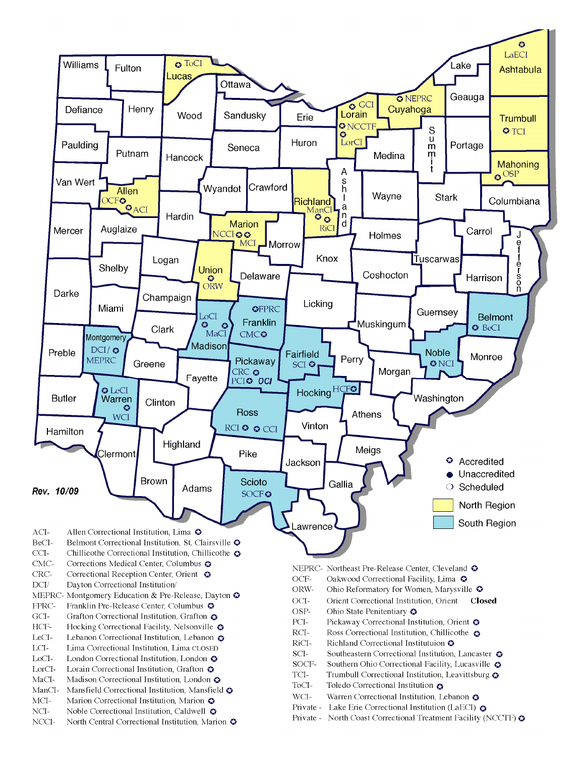Rev. 10/09

- Accredited
- Unaccredited
- Scheduled
- North Region
- South Region

ACI- Allen Correctional Institution, Lima
BeCI- Belmont Correctional Institution, St. Clairsville
CCI- Chillicothe Correctional Institution, Chillicothe
CMC- Corrections Medical Center, Columbus
CRC- Correctional Reception Center, Orient
DCI/ Dayton Correctional Institution/
MEPRC- Montgomery Education & Pre-Release, Dayton
FPRC- Franklin Pre-Release Center, Columbus
GCI- Grafton Correctional Institution, Grafton
HCF- Hocking Correctional Facility, Nelsonville
LeCI- Lebanon Correctional Institution, Lebanon
LCI- Lima Correctional Institution, Lima CLOSED
LoCI- London Correctional Institution, London
LorCI- Lorain Correctional Institution, Grafton
MaCI- Madison Correctional Institution, London
ManCI- Mansfield Correctional Institution, Mansfield
MCI- Marion Correctional Institution, Marion
NCI- Noble Correctional Institution, Caldwell
NCCI- North Central Correctional Institution, Marion

NEPRC- Northeast Pre-Release Center, Cleveland
OCF- Oakwood Correctional Facility, Lima
ORW- Ohio Reformatory for Women, Marysville
OCI- Orient Correctional Institution, Orient **Closed**
OSP- Ohio State Penitentiary
PCI- Pickaway Correctional Institution, Orient
RCI- Ross Correctional Institution, Chillicothe
RiCI- Richland Correctional Institutuion
SCI- Southeastern Correctional Institution, Lancaster
SOCF- Southern Ohio Correctional Facility, Lucasville
TCI- Trumbull Correctional Institution, Leavittsburg
ToCI- Toledo Correctional Institution
WCI- Warren Correctional Institution, Lebanon
Private - Lake Erie Correctional Institution (LaECI)
Private - North Coast Correctional Treatment Facility (NCCTF)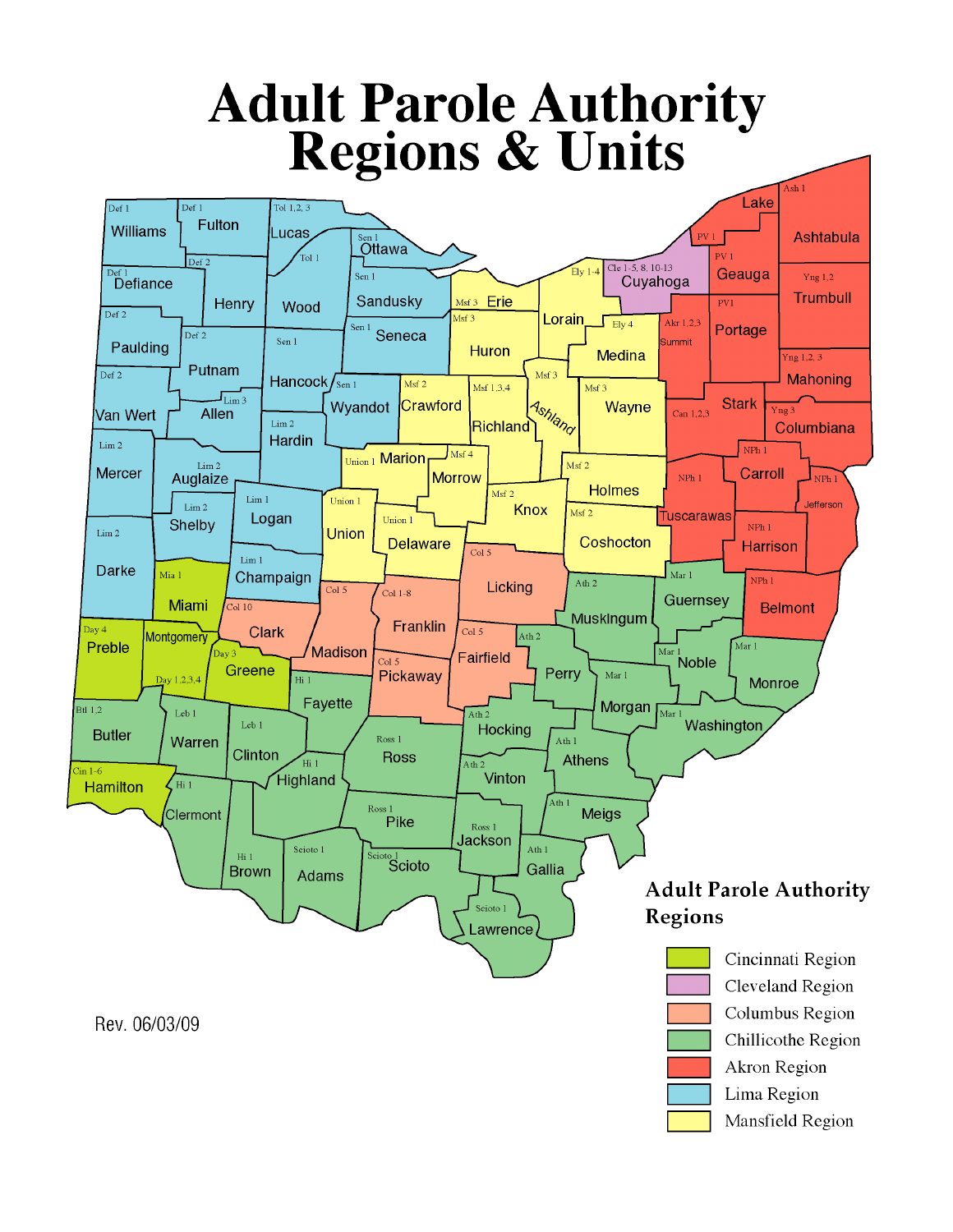# Adult Parole Authority Regions & Units

Def 1 Williams
Def 1 Fulton
Tol 1,2, 3 Lucas
Sen 1 Ottawa
Tol 1
Def 1 Defiance
Def 2 Henry
Wood
Sen 1 Sandusky
Msf 3 Erie
Ely 1-4 Lorain
Cle 1-5, 8, 10-13 Cuyahoga
PV 1 Lake
Ash 1 Ashtabula
PV 1 Geauga
Yng 1,2 Trumbull
Def 2 Paulding
Def 2 Putnam
Sen 1 Hancock
Sen 1 Seneca
Msf 3 Huron
Ely 4 Medina
Akr 1,2,3 Summit
PV1 Portage
Yng 1, 2, 3 Mahoning
Def 2 Van Wert
Lim 3 Allen
Sen 1 Wyandot
Msf 2 Crawford
Msf 1,3,4 Richland
Msf 3 Ashland
Msf 3 Wayne
Can 1,2,3 Stark
Yng 3 Columbiana
Lim 2 Mercer
Lim 2 Auglaize
Lim 2 Hardin
Union 1 Marion
Msf 4 Morrow
Msf 2 Holmes
NPh 1 Tuscarawas
NPh 1 Carroll
NPh 1 Jefferson
Lim 2 Shelby
Lim 1 Logan
Union 1 Union
Union 1 Delaware
Msf 2 Knox
Msf 2 Coshocton
NPh 1 Harrison
Lim 2 Darke
Mia 1 Miami
Lim 1 Champaign
Col 5 Licking
Ath 2 Muskingum
Mar 1 Guernsey
NPh 1 Belmont
Day 4 Preble
Montgomery
Day 1,2,3,4
Col 10 Clark
Col 5 Madison
Col 1-8 Franklin
Col 5 Fairfield
Ath 2 Perry
Mar 1 Noble
Mar 1 Monroe
Day 3 Greene
Hi 1 Fayette
Col 5 Pickaway
Mar 1 Morgan
Mar 1 Washington
Btl 1,2 Butler
Leb 1 Warren
Leb 1 Clinton
Ross 1 Ross
Ath 2 Hocking
Ath 1 Athens
Cin 1-6 Hamilton
Hi 1 Clermont
Hi 1 Highland
Ath 2 Vinton
Ross 1 Pike
Ross 1 Jackson
Ath 1 Meigs
Hi 1 Brown
Scioto 1 Adams
Scioto 1 Scioto
Ath 1 Gallia
Scioto 1 Lawrence

## Adult Parole Authority Regions

- Cincinnati Region
- Cleveland Region
- Columbus Region
- Chillicothe Region
- Akron Region
- Lima Region
- Mansfield Region

Rev. 06/03/09